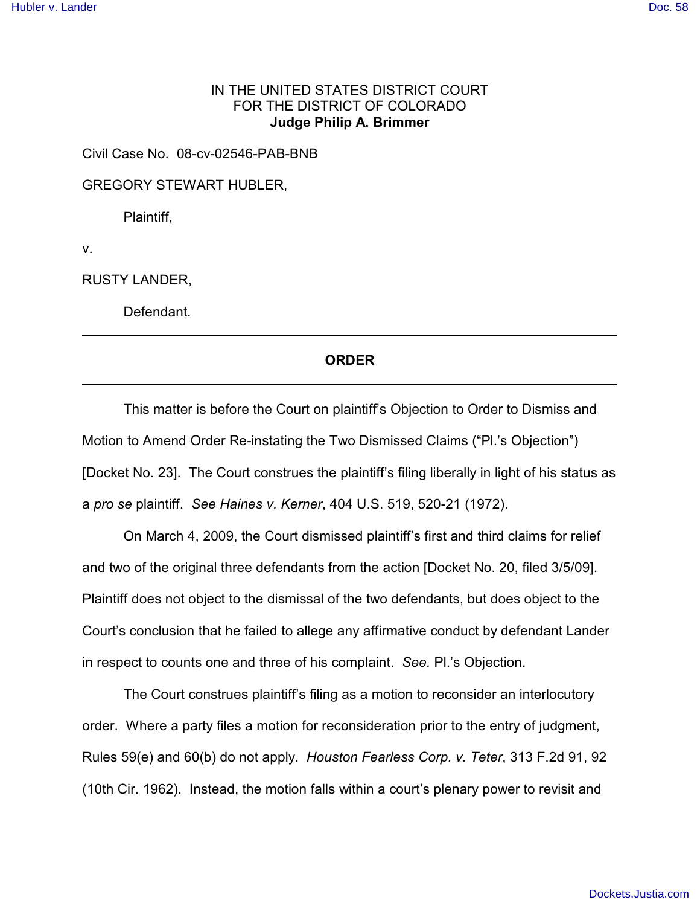IN THE UNITED STATES DISTRICT COURT
FOR THE DISTRICT OF COLORADO
**Judge Philip A. Brimmer**

Civil Case No. 08-cv-02546-PAB-BNB

GREGORY STEWART HUBLER,

Plaintiff,

v.

RUSTY LANDER,

Defendant.

---

**ORDER**

---

This matter is before the Court on plaintiff's Objection to Order to Dismiss and Motion to Amend Order Re-instating the Two Dismissed Claims ("Pl.'s Objection") [Docket No. 23]. The Court construes the plaintiff's filing liberally in light of his status as a *pro se* plaintiff. *See Haines v. Kerner*, 404 U.S. 519, 520-21 (1972).

On March 4, 2009, the Court dismissed plaintiff's first and third claims for relief and two of the original three defendants from the action [Docket No. 20, filed 3/5/09]. Plaintiff does not object to the dismissal of the two defendants, but does object to the Court's conclusion that he failed to allege any affirmative conduct by defendant Lander in respect to counts one and three of his complaint. *See.* Pl.'s Objection.

The Court construes plaintiff's filing as a motion to reconsider an interlocutory order. Where a party files a motion for reconsideration prior to the entry of judgment, Rules 59(e) and 60(b) do not apply. *Houston Fearless Corp. v. Teter*, 313 F.2d 91, 92 (10th Cir. 1962). Instead, the motion falls within a court's plenary power to revisit and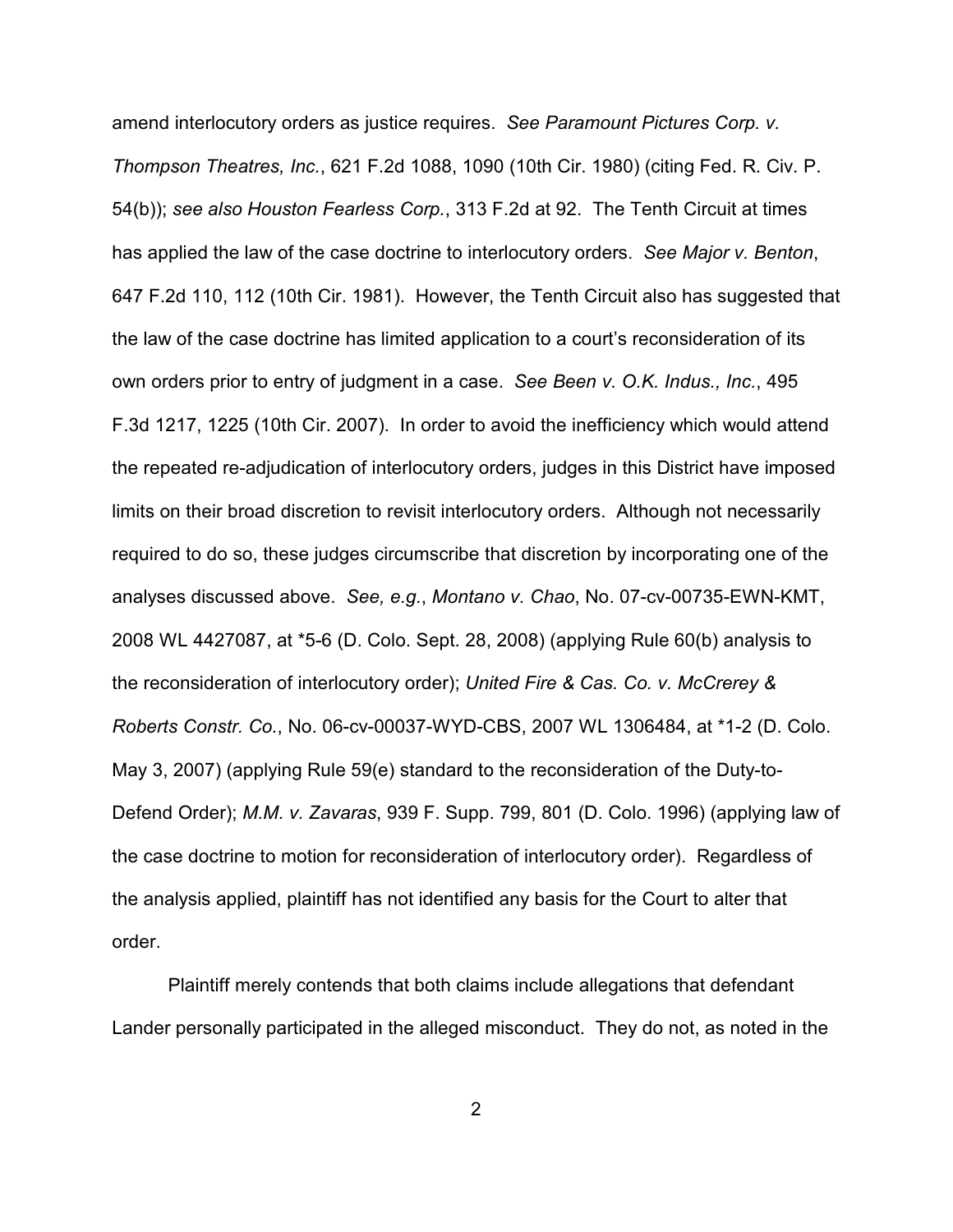amend interlocutory orders as justice requires. *See Paramount Pictures Corp. v. Thompson Theatres, Inc.*, 621 F.2d 1088, 1090 (10th Cir. 1980) (citing Fed. R. Civ. P. 54(b)); *see also Houston Fearless Corp.*, 313 F.2d at 92. The Tenth Circuit at times has applied the law of the case doctrine to interlocutory orders. *See Major v. Benton*, 647 F.2d 110, 112 (10th Cir. 1981). However, the Tenth Circuit also has suggested that the law of the case doctrine has limited application to a court's reconsideration of its own orders prior to entry of judgment in a case. *See Been v. O.K. Indus., Inc.*, 495 F.3d 1217, 1225 (10th Cir. 2007). In order to avoid the inefficiency which would attend the repeated re-adjudication of interlocutory orders, judges in this District have imposed limits on their broad discretion to revisit interlocutory orders. Although not necessarily required to do so, these judges circumscribe that discretion by incorporating one of the analyses discussed above. *See, e.g.*, *Montano v. Chao*, No. 07-cv-00735-EWN-KMT, 2008 WL 4427087, at *5-6 (D. Colo. Sept. 28, 2008) (applying Rule 60(b) analysis to the reconsideration of interlocutory order); *United Fire & Cas. Co. v. McCrerey & Roberts Constr. Co.*, No. 06-cv-00037-WYD-CBS, 2007 WL 1306484, at *1-2 (D. Colo. May 3, 2007) (applying Rule 59(e) standard to the reconsideration of the Duty-to-Defend Order); *M.M. v. Zavaras*, 939 F. Supp. 799, 801 (D. Colo. 1996) (applying law of the case doctrine to motion for reconsideration of interlocutory order). Regardless of the analysis applied, plaintiff has not identified any basis for the Court to alter that order.

Plaintiff merely contends that both claims include allegations that defendant Lander personally participated in the alleged misconduct. They do not, as noted in the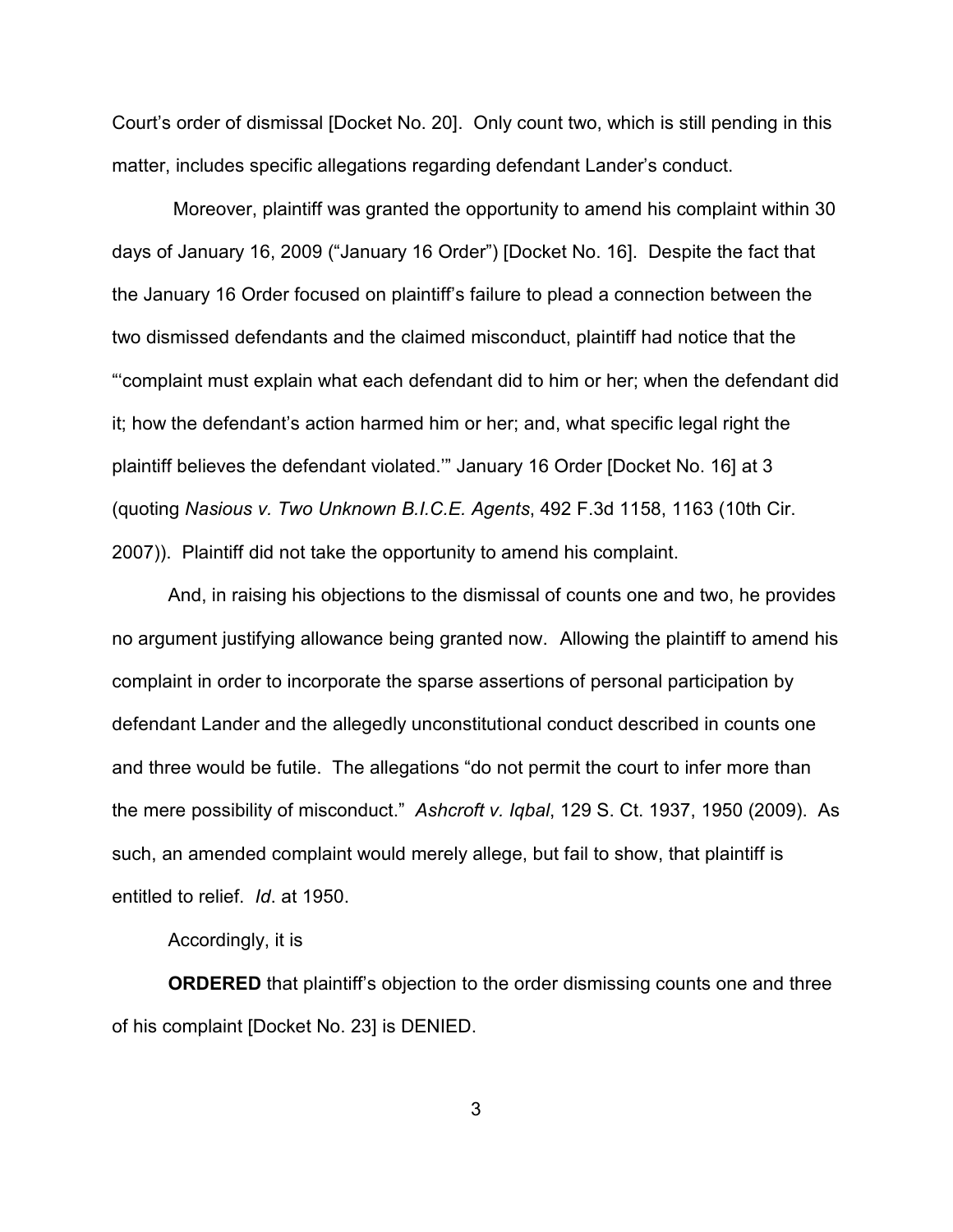Court's order of dismissal [Docket No. 20]. Only count two, which is still pending in this matter, includes specific allegations regarding defendant Lander's conduct.

Moreover, plaintiff was granted the opportunity to amend his complaint within 30 days of January 16, 2009 ("January 16 Order") [Docket No. 16]. Despite the fact that the January 16 Order focused on plaintiff's failure to plead a connection between the two dismissed defendants and the claimed misconduct, plaintiff had notice that the "'complaint must explain what each defendant did to him or her; when the defendant did it; how the defendant's action harmed him or her; and, what specific legal right the plaintiff believes the defendant violated.'" January 16 Order [Docket No. 16] at 3 (quoting *Nasious v. Two Unknown B.I.C.E. Agents*, 492 F.3d 1158, 1163 (10th Cir. 2007)). Plaintiff did not take the opportunity to amend his complaint.

And, in raising his objections to the dismissal of counts one and two, he provides no argument justifying allowance being granted now. Allowing the plaintiff to amend his complaint in order to incorporate the sparse assertions of personal participation by defendant Lander and the allegedly unconstitutional conduct described in counts one and three would be futile. The allegations "do not permit the court to infer more than the mere possibility of misconduct." *Ashcroft v. Iqbal*, 129 S. Ct. 1937, 1950 (2009). As such, an amended complaint would merely allege, but fail to show, that plaintiff is entitled to relief. *Id*. at 1950.

Accordingly, it is

**ORDERED** that plaintiff's objection to the order dismissing counts one and three of his complaint [Docket No. 23] is DENIED.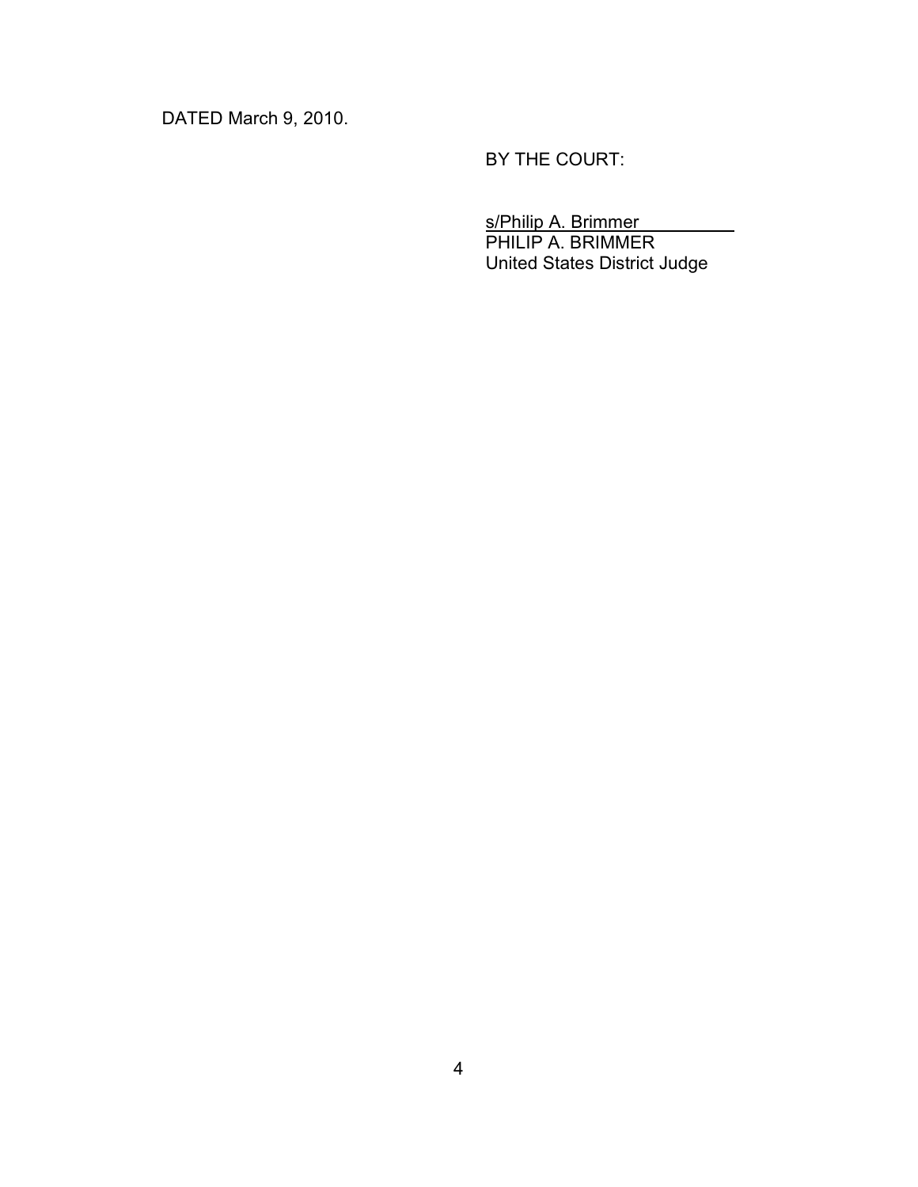DATED March 9, 2010.

BY THE COURT:

s/Philip A. Brimmer
PHILIP A. BRIMMER
United States District Judge